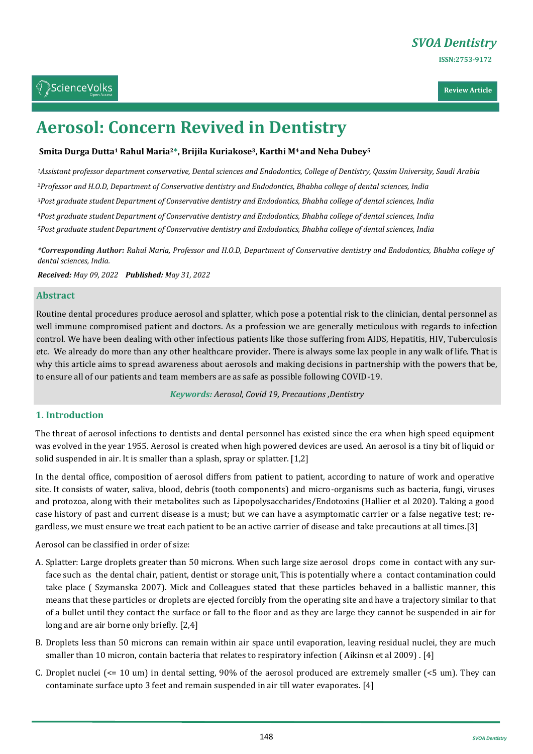# Aerosol: Concern Revived in Dentistry

**Smita Durga Dutta[1] Rahul Maria[2*], Brijila Kuriakose[3], Karthi M[4] and Neha Dubey[5]**

*[1]Assistant professor department conservative, Dental sciences and Endodontics, College of Dentistry, Qassim University, Saudi Arabia*

*[2]Professor and H.O.D, Department of Conservative dentistry and Endodontics, Bhabha college of dental sciences, India*

*[3]Post graduate student Department of Conservative dentistry and Endodontics, Bhabha college of dental sciences, India*

*[4]Post graduate student Department of Conservative dentistry and Endodontics, Bhabha college of dental sciences, India*

*[5]Post graduate student Department of Conservative dentistry and Endodontics, Bhabha college of dental sciences, India*

***Corresponding Author:** Rahul Maria, Professor and H.O.D, Department of Conservative dentistry and Endodontics, Bhabha college of dental sciences, India.*

***Received:** May 09, 2022* ***Published:** May 31, 2022*

## Abstract

Routine dental procedures produce aerosol and splatter, which pose a potential risk to the clinician, dental personnel as well immune compromised patient and doctors. As a profession we are generally meticulous with regards to infection control. We have been dealing with other infectious patients like those suffering from AIDS, Hepatitis, HIV, Tuberculosis etc. We already do more than any other healthcare provider. There is always some lax people in any walk of life. That is why this article aims to spread awareness about aerosols and making decisions in partnership with the powers that be, to ensure all of our patients and team members are as safe as possible following COVID-19.

***Keywords:*** *Aerosol, Covid 19, Precautions ,Dentistry*

## 1. Introduction

The threat of aerosol infections to dentists and dental personnel has existed since the era when high speed equipment was evolved in the year 1955. Aerosol is created when high powered devices are used. An aerosol is a tiny bit of liquid or solid suspended in air. It is smaller than a splash, spray or splatter. [1,2]

In the dental office, composition of aerosol differs from patient to patient, according to nature of work and operative site. It consists of water, saliva, blood, debris (tooth components) and micro-organisms such as bacteria, fungi, viruses and protozoa, along with their metabolites such as Lipopolysaccharides/Endotoxins (Hallier et al 2020). Taking a good case history of past and current disease is a must; but we can have a asymptomatic carrier or a false negative test; regardless, we must ensure we treat each patient to be an active carrier of disease and take precautions at all times.[3]

Aerosol can be classified in order of size:

A. Splatter: Large droplets greater than 50 microns. When such large size aerosol drops come in contact with any surface such as the dental chair, patient, dentist or storage unit, This is potentially where a contact contamination could take place ( Szymanska 2007). Mick and Colleagues stated that these particles behaved in a ballistic manner, this means that these particles or droplets are ejected forcibly from the operating site and have a trajectory similar to that of a bullet until they contact the surface or fall to the floor and as they are large they cannot be suspended in air for long and are air borne only briefly. [2,4]

B. Droplets less than 50 microns can remain within air space until evaporation, leaving residual nuclei, they are much smaller than 10 micron, contain bacteria that relates to respiratory infection ( Aikinsn et al 2009) . [4]

C. Droplet nuclei (<= 10 um) in dental setting, 90% of the aerosol produced are extremely smaller (<5 um). They can contaminate surface upto 3 feet and remain suspended in air till water evaporates. [4]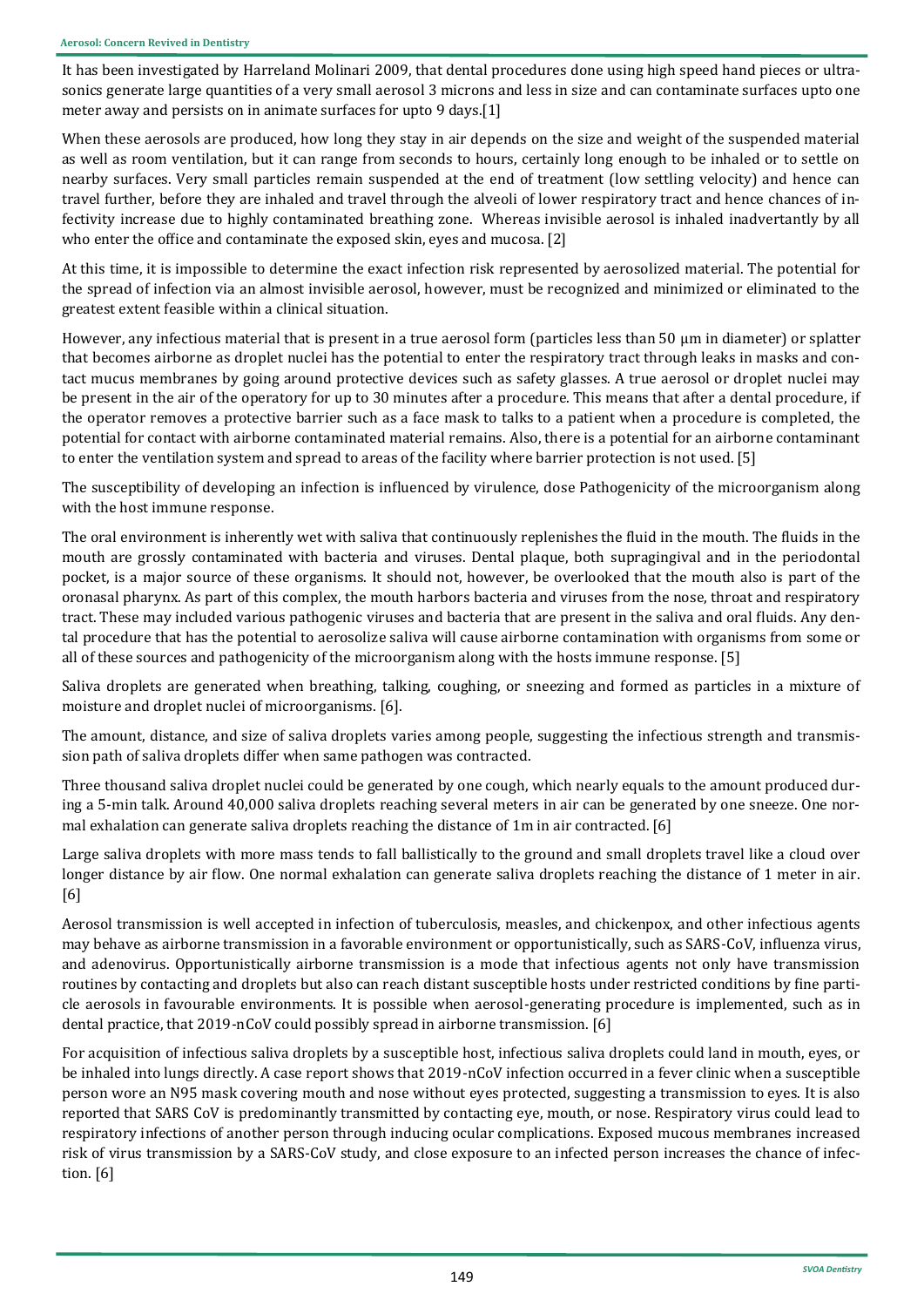It has been investigated by Harreland Molinari 2009, that dental procedures done using high speed hand pieces or ultrasonics generate large quantities of a very small aerosol 3 microns and less in size and can contaminate surfaces upto one meter away and persists on in animate surfaces for upto 9 days.[1]

When these aerosols are produced, how long they stay in air depends on the size and weight of the suspended material as well as room ventilation, but it can range from seconds to hours, certainly long enough to be inhaled or to settle on nearby surfaces. Very small particles remain suspended at the end of treatment (low settling velocity) and hence can travel further, before they are inhaled and travel through the alveoli of lower respiratory tract and hence chances of infectivity increase due to highly contaminated breathing zone. Whereas invisible aerosol is inhaled inadvertantly by all who enter the office and contaminate the exposed skin, eyes and mucosa. [2]

At this time, it is impossible to determine the exact infection risk represented by aerosolized material. The potential for the spread of infection via an almost invisible aerosol, however, must be recognized and minimized or eliminated to the greatest extent feasible within a clinical situation.

However, any infectious material that is present in a true aerosol form (particles less than 50 μm in diameter) or splatter that becomes airborne as droplet nuclei has the potential to enter the respiratory tract through leaks in masks and contact mucus membranes by going around protective devices such as safety glasses. A true aerosol or droplet nuclei may be present in the air of the operatory for up to 30 minutes after a procedure. This means that after a dental procedure, if the operator removes a protective barrier such as a face mask to talks to a patient when a procedure is completed, the potential for contact with airborne contaminated material remains. Also, there is a potential for an airborne contaminant to enter the ventilation system and spread to areas of the facility where barrier protection is not used. [5]

The susceptibility of developing an infection is influenced by virulence, dose Pathogenicity of the microorganism along with the host immune response.

The oral environment is inherently wet with saliva that continuously replenishes the fluid in the mouth. The fluids in the mouth are grossly contaminated with bacteria and viruses. Dental plaque, both supragingival and in the periodontal pocket, is a major source of these organisms. It should not, however, be overlooked that the mouth also is part of the oronasal pharynx. As part of this complex, the mouth harbors bacteria and viruses from the nose, throat and respiratory tract. These may included various pathogenic viruses and bacteria that are present in the saliva and oral fluids. Any dental procedure that has the potential to aerosolize saliva will cause airborne contamination with organisms from some or all of these sources and pathogenicity of the microorganism along with the hosts immune response. [5]

Saliva droplets are generated when breathing, talking, coughing, or sneezing and formed as particles in a mixture of moisture and droplet nuclei of microorganisms. [6].

The amount, distance, and size of saliva droplets varies among people, suggesting the infectious strength and transmission path of saliva droplets differ when same pathogen was contracted.

Three thousand saliva droplet nuclei could be generated by one cough, which nearly equals to the amount produced during a 5-min talk. Around 40,000 saliva droplets reaching several meters in air can be generated by one sneeze. One normal exhalation can generate saliva droplets reaching the distance of 1m in air contracted. [6]

Large saliva droplets with more mass tends to fall ballistically to the ground and small droplets travel like a cloud over longer distance by air flow. One normal exhalation can generate saliva droplets reaching the distance of 1 meter in air. [6]

Aerosol transmission is well accepted in infection of tuberculosis, measles, and chickenpox, and other infectious agents may behave as airborne transmission in a favorable environment or opportunistically, such as SARS-CoV, influenza virus, and adenovirus. Opportunistically airborne transmission is a mode that infectious agents not only have transmission routines by contacting and droplets but also can reach distant susceptible hosts under restricted conditions by fine particle aerosols in favourable environments. It is possible when aerosol-generating procedure is implemented, such as in dental practice, that 2019-nCoV could possibly spread in airborne transmission. [6]

For acquisition of infectious saliva droplets by a susceptible host, infectious saliva droplets could land in mouth, eyes, or be inhaled into lungs directly. A case report shows that 2019-nCoV infection occurred in a fever clinic when a susceptible person wore an N95 mask covering mouth and nose without eyes protected, suggesting a transmission to eyes. It is also reported that SARS CoV is predominantly transmitted by contacting eye, mouth, or nose. Respiratory virus could lead to respiratory infections of another person through inducing ocular complications. Exposed mucous membranes increased risk of virus transmission by a SARS-CoV study, and close exposure to an infected person increases the chance of infection. [6]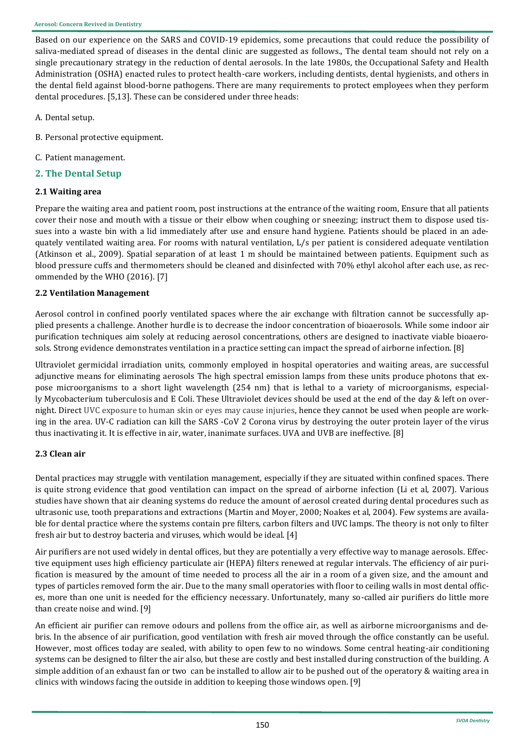Based on our experience on the SARS and COVID-19 epidemics, some precautions that could reduce the possibility of saliva-mediated spread of diseases in the dental clinic are suggested as follows., The dental team should not rely on a single precautionary strategy in the reduction of dental aerosols. In the late 1980s, the Occupational Safety and Health Administration (OSHA) enacted rules to protect health-care workers, including dentists, dental hygienists, and others in the dental field against blood-borne pathogens. There are many requirements to protect employees when they perform dental procedures. [5,13]. These can be considered under three heads:

A. Dental setup.

B. Personal protective equipment.

C. Patient management.

## 2. The Dental Setup

### 2.1 Waiting area

Prepare the waiting area and patient room, post instructions at the entrance of the waiting room, Ensure that all patients cover their nose and mouth with a tissue or their elbow when coughing or sneezing; instruct them to dispose used tissues into a waste bin with a lid immediately after use and ensure hand hygiene. Patients should be placed in an adequately ventilated waiting area. For rooms with natural ventilation, L/s per patient is considered adequate ventilation (Atkinson et al., 2009). Spatial separation of at least 1 m should be maintained between patients. Equipment such as blood pressure cuffs and thermometers should be cleaned and disinfected with 70% ethyl alcohol after each use, as recommended by the WHO (2016). [7]

### 2.2 Ventilation Management

Aerosol control in confined poorly ventilated spaces where the air exchange with filtration cannot be successfully applied presents a challenge. Another hurdle is to decrease the indoor concentration of bioaerosols. While some indoor air purification techniques aim solely at reducing aerosol concentrations, others are designed to inactivate viable bioaerosols. Strong evidence demonstrates ventilation in a practice setting can impact the spread of airborne infection. [8]

Ultraviolet germicidal irradiation units, commonly employed in hospital operatories and waiting areas, are successful adjunctive means for eliminating aerosols The high spectral emission lamps from these units produce photons that expose microorganisms to a short light wavelength (254 nm) that is lethal to a variety of microorganisms, especially Mycobacterium tuberculosis and E Coli. These Ultraviolet devices should be used at the end of the day & left on overnight. Direct UVC exposure to human skin or eyes may cause injuries, hence they cannot be used when people are working in the area. UV-C radiation can kill the SARS -CoV 2 Corona virus by destroying the outer protein layer of the virus thus inactivating it. It is effective in air, water, inanimate surfaces. UVA and UVB are ineffective. [8]

### 2.3 Clean air

Dental practices may struggle with ventilation management, especially if they are situated within confined spaces. There is quite strong evidence that good ventilation can impact on the spread of airborne infection (Li et al, 2007). Various studies have shown that air cleaning systems do reduce the amount of aerosol created during dental procedures such as ultrasonic use, tooth preparations and extractions (Martin and Moyer, 2000; Noakes et al, 2004). Few systems are available for dental practice where the systems contain pre filters, carbon filters and UVC lamps. The theory is not only to filter fresh air but to destroy bacteria and viruses, which would be ideal. [4]

Air purifiers are not used widely in dental offices, but they are potentially a very effective way to manage aerosols. Effective equipment uses high efficiency particulate air (HEPA) filters renewed at regular intervals. The efficiency of air purification is measured by the amount of time needed to process all the air in a room of a given size, and the amount and types of particles removed form the air. Due to the many small operatories with floor to ceiling walls in most dental offices, more than one unit is needed for the efficiency necessary. Unfortunately, many so-called air purifiers do little more than create noise and wind. [9]

An efficient air purifier can remove odours and pollens from the office air, as well as airborne microorganisms and debris. In the absence of air purification, good ventilation with fresh air moved through the office constantly can be useful. However, most offices today are sealed, with ability to open few to no windows. Some central heating-air conditioning systems can be designed to filter the air also, but these are costly and best installed during construction of the building. A simple addition of an exhaust fan or two can be installed to allow air to be pushed out of the operatory & waiting area in clinics with windows facing the outside in addition to keeping those windows open. [9]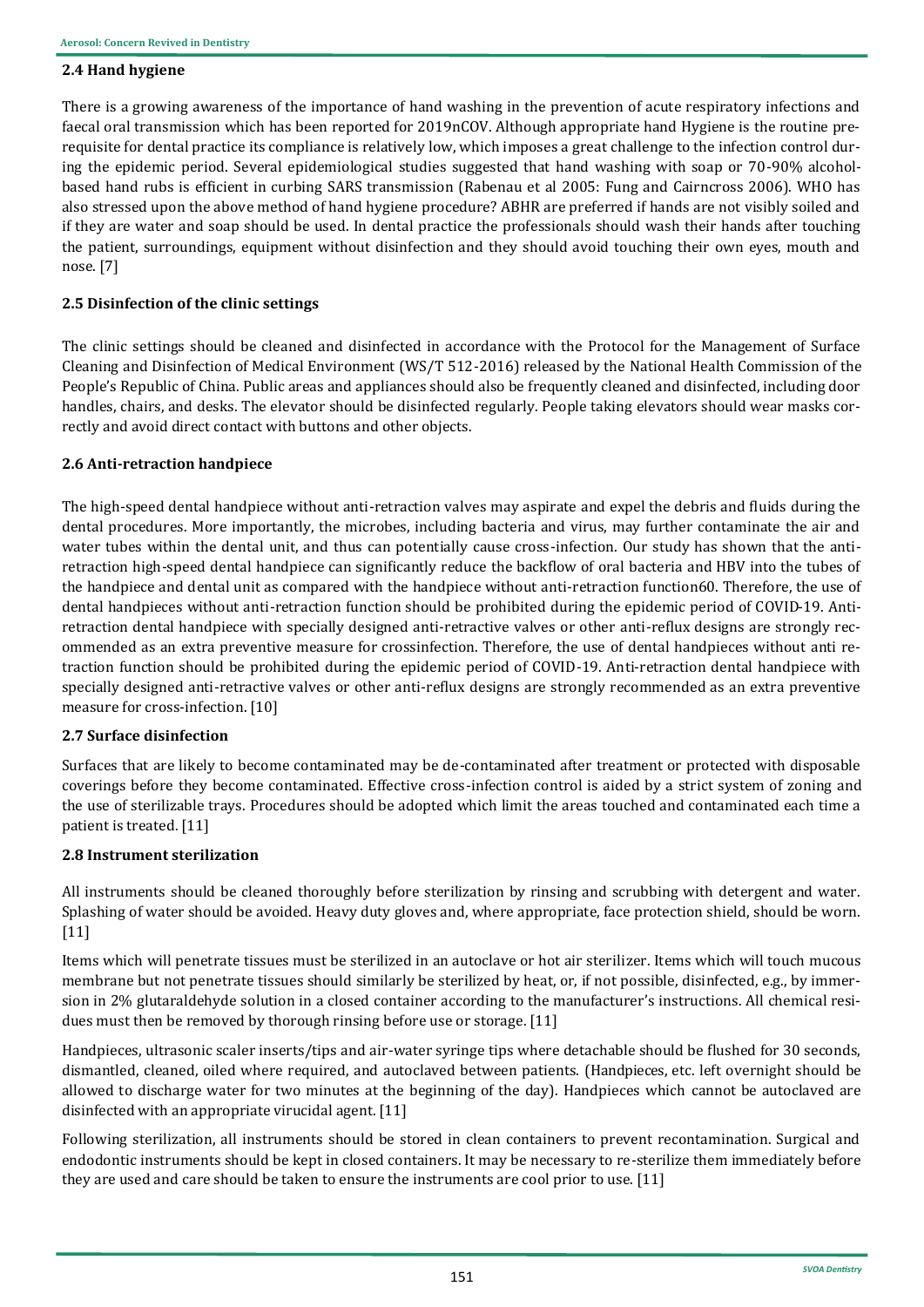### 2.4 Hand hygiene

There is a growing awareness of the importance of hand washing in the prevention of acute respiratory infections and faecal oral transmission which has been reported for 2019nCOV. Although appropriate hand Hygiene is the routine prerequisite for dental practice its compliance is relatively low, which imposes a great challenge to the infection control during the epidemic period. Several epidemiological studies suggested that hand washing with soap or 70-90% alcohol-based hand rubs is efficient in curbing SARS transmission (Rabenau et al 2005: Fung and Cairncross 2006). WHO has also stressed upon the above method of hand hygiene procedure? ABHR are preferred if hands are not visibly soiled and if they are water and soap should be used. In dental practice the professionals should wash their hands after touching the patient, surroundings, equipment without disinfection and they should avoid touching their own eyes, mouth and nose. [7]

### 2.5 Disinfection of the clinic settings

The clinic settings should be cleaned and disinfected in accordance with the Protocol for the Management of Surface Cleaning and Disinfection of Medical Environment (WS/T 512-2016) released by the National Health Commission of the People's Republic of China. Public areas and appliances should also be frequently cleaned and disinfected, including door handles, chairs, and desks. The elevator should be disinfected regularly. People taking elevators should wear masks correctly and avoid direct contact with buttons and other objects.

### 2.6 Anti-retraction handpiece

The high-speed dental handpiece without anti-retraction valves may aspirate and expel the debris and fluids during the dental procedures. More importantly, the microbes, including bacteria and virus, may further contaminate the air and water tubes within the dental unit, and thus can potentially cause cross-infection. Our study has shown that the anti-retraction high-speed dental handpiece can significantly reduce the backflow of oral bacteria and HBV into the tubes of the handpiece and dental unit as compared with the handpiece without anti-retraction function60. Therefore, the use of dental handpieces without anti-retraction function should be prohibited during the epidemic period of COVID-19. Anti-retraction dental handpiece with specially designed anti-retractive valves or other anti-reflux designs are strongly recommended as an extra preventive measure for crossinfection. Therefore, the use of dental handpieces without anti retraction function should be prohibited during the epidemic period of COVID-19. Anti-retraction dental handpiece with specially designed anti-retractive valves or other anti-reflux designs are strongly recommended as an extra preventive measure for cross-infection. [10]

### 2.7 Surface disinfection

Surfaces that are likely to become contaminated may be de-contaminated after treatment or protected with disposable coverings before they become contaminated. Effective cross-infection control is aided by a strict system of zoning and the use of sterilizable trays. Procedures should be adopted which limit the areas touched and contaminated each time a patient is treated. [11]

### 2.8 Instrument sterilization

All instruments should be cleaned thoroughly before sterilization by rinsing and scrubbing with detergent and water. Splashing of water should be avoided. Heavy duty gloves and, where appropriate, face protection shield, should be worn. [11]

Items which will penetrate tissues must be sterilized in an autoclave or hot air sterilizer. Items which will touch mucous membrane but not penetrate tissues should similarly be sterilized by heat, or, if not possible, disinfected, e.g., by immersion in 2% glutaraldehyde solution in a closed container according to the manufacturer's instructions. All chemical residues must then be removed by thorough rinsing before use or storage. [11]

Handpieces, ultrasonic scaler inserts/tips and air-water syringe tips where detachable should be flushed for 30 seconds, dismantled, cleaned, oiled where required, and autoclaved between patients. (Handpieces, etc. left overnight should be allowed to discharge water for two minutes at the beginning of the day). Handpieces which cannot be autoclaved are disinfected with an appropriate virucidal agent. [11]

Following sterilization, all instruments should be stored in clean containers to prevent recontamination. Surgical and endodontic instruments should be kept in closed containers. It may be necessary to re-sterilize them immediately before they are used and care should be taken to ensure the instruments are cool prior to use. [11]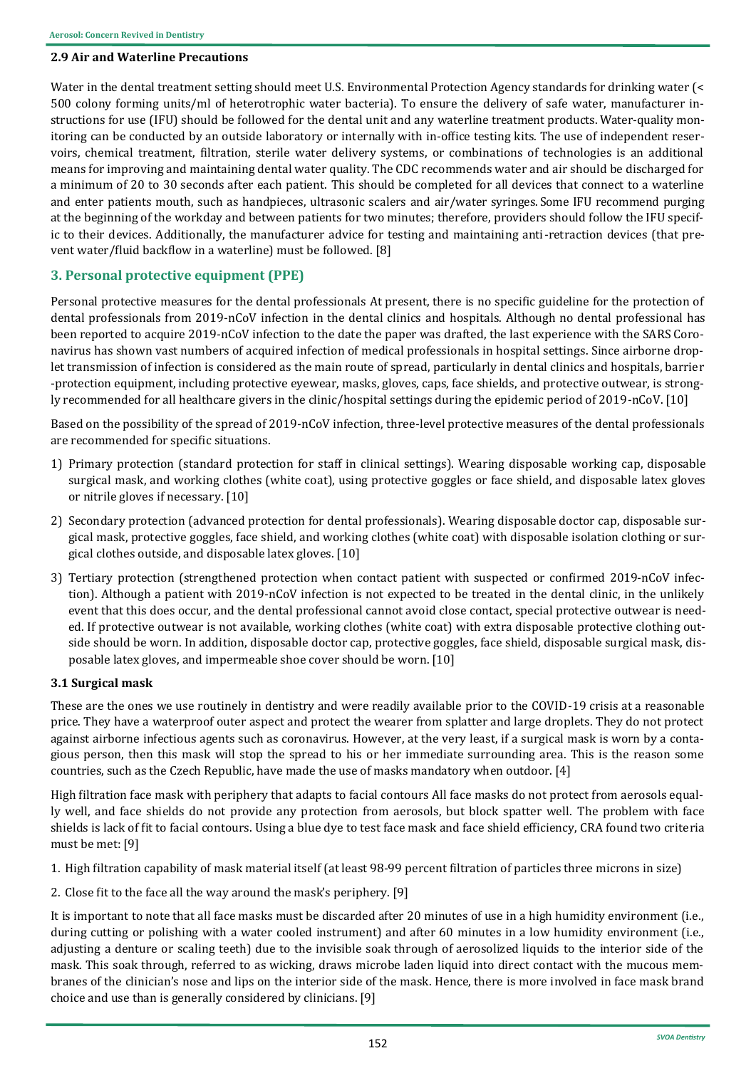### 2.9 Air and Waterline Precautions

Water in the dental treatment setting should meet U.S. Environmental Protection Agency standards for drinking water (< 500 colony forming units/ml of heterotrophic water bacteria). To ensure the delivery of safe water, manufacturer instructions for use (IFU) should be followed for the dental unit and any waterline treatment products. Water-quality monitoring can be conducted by an outside laboratory or internally with in-office testing kits. The use of independent reservoirs, chemical treatment, filtration, sterile water delivery systems, or combinations of technologies is an additional means for improving and maintaining dental water quality. The CDC recommends water and air should be discharged for a minimum of 20 to 30 seconds after each patient. This should be completed for all devices that connect to a waterline and enter patients mouth, such as handpieces, ultrasonic scalers and air/water syringes. Some IFU recommend purging at the beginning of the workday and between patients for two minutes; therefore, providers should follow the IFU specific to their devices. Additionally, the manufacturer advice for testing and maintaining anti-retraction devices (that prevent water/fluid backflow in a waterline) must be followed. [8]

## 3. Personal protective equipment (PPE)

Personal protective measures for the dental professionals At present, there is no specific guideline for the protection of dental professionals from 2019-nCoV infection in the dental clinics and hospitals. Although no dental professional has been reported to acquire 2019-nCoV infection to the date the paper was drafted, the last experience with the SARS Coronavirus has shown vast numbers of acquired infection of medical professionals in hospital settings. Since airborne droplet transmission of infection is considered as the main route of spread, particularly in dental clinics and hospitals, barrier -protection equipment, including protective eyewear, masks, gloves, caps, face shields, and protective outwear, is strongly recommended for all healthcare givers in the clinic/hospital settings during the epidemic period of 2019-nCoV. [10]

Based on the possibility of the spread of 2019-nCoV infection, three-level protective measures of the dental professionals are recommended for specific situations.

1) Primary protection (standard protection for staff in clinical settings). Wearing disposable working cap, disposable surgical mask, and working clothes (white coat), using protective goggles or face shield, and disposable latex gloves or nitrile gloves if necessary. [10]
2) Secondary protection (advanced protection for dental professionals). Wearing disposable doctor cap, disposable surgical mask, protective goggles, face shield, and working clothes (white coat) with disposable isolation clothing or surgical clothes outside, and disposable latex gloves. [10]
3) Tertiary protection (strengthened protection when contact patient with suspected or confirmed 2019-nCoV infection). Although a patient with 2019-nCoV infection is not expected to be treated in the dental clinic, in the unlikely event that this does occur, and the dental professional cannot avoid close contact, special protective outwear is needed. If protective outwear is not available, working clothes (white coat) with extra disposable protective clothing outside should be worn. In addition, disposable doctor cap, protective goggles, face shield, disposable surgical mask, disposable latex gloves, and impermeable shoe cover should be worn. [10]

### 3.1 Surgical mask

These are the ones we use routinely in dentistry and were readily available prior to the COVID-19 crisis at a reasonable price. They have a waterproof outer aspect and protect the wearer from splatter and large droplets. They do not protect against airborne infectious agents such as coronavirus. However, at the very least, if a surgical mask is worn by a contagious person, then this mask will stop the spread to his or her immediate surrounding area. This is the reason some countries, such as the Czech Republic, have made the use of masks mandatory when outdoor. [4]

High filtration face mask with periphery that adapts to facial contours All face masks do not protect from aerosols equally well, and face shields do not provide any protection from aerosols, but block spatter well. The problem with face shields is lack of fit to facial contours. Using a blue dye to test face mask and face shield efficiency, CRA found two criteria must be met: [9]

1. High filtration capability of mask material itself (at least 98-99 percent filtration of particles three microns in size)
2. Close fit to the face all the way around the mask's periphery. [9]

It is important to note that all face masks must be discarded after 20 minutes of use in a high humidity environment (i.e., during cutting or polishing with a water cooled instrument) and after 60 minutes in a low humidity environment (i.e., adjusting a denture or scaling teeth) due to the invisible soak through of aerosolized liquids to the interior side of the mask. This soak through, referred to as wicking, draws microbe laden liquid into direct contact with the mucous membranes of the clinician's nose and lips on the interior side of the mask. Hence, there is more involved in face mask brand choice and use than is generally considered by clinicians. [9]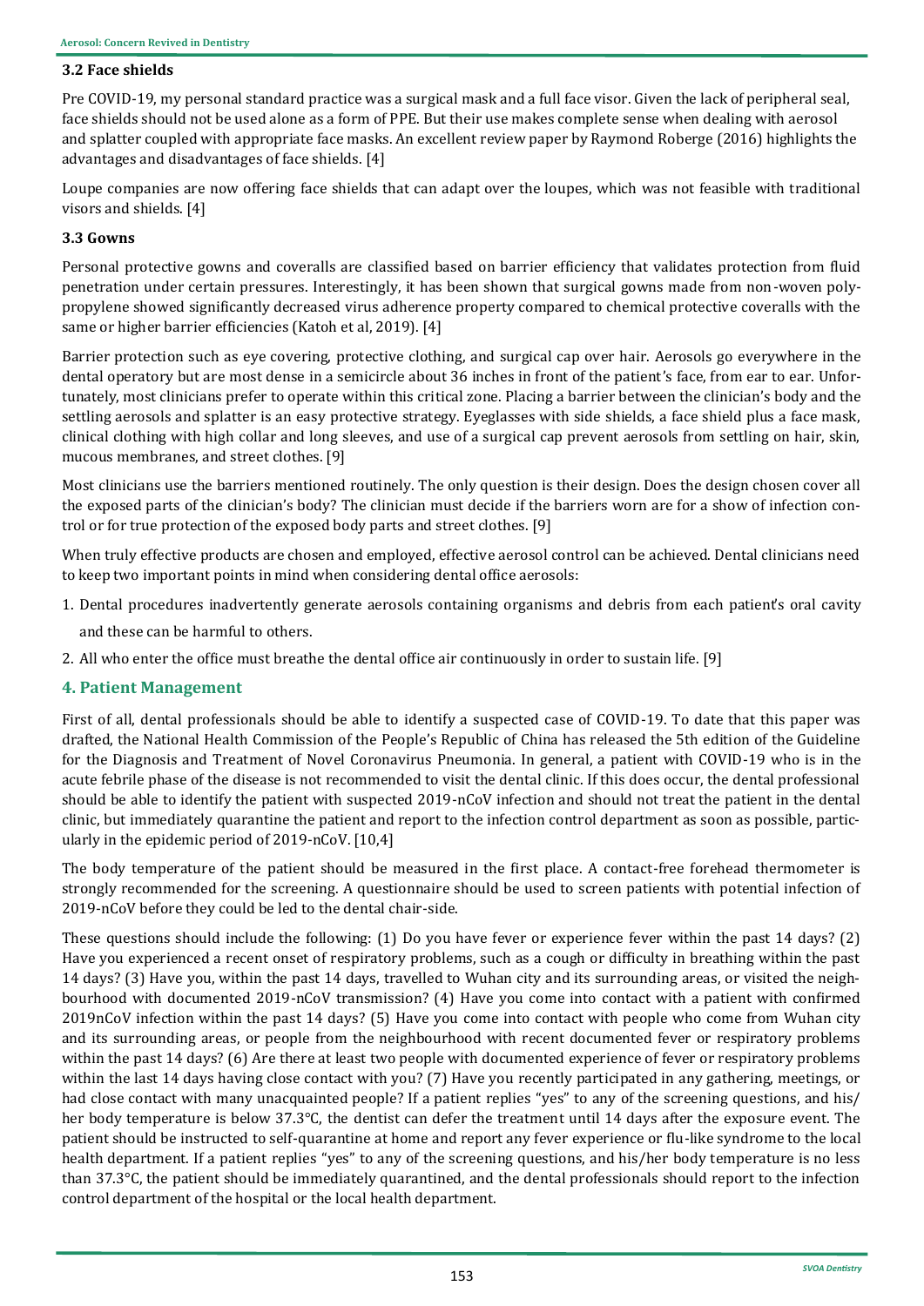### 3.2 Face shields

Pre COVID-19, my personal standard practice was a surgical mask and a full face visor. Given the lack of peripheral seal, face shields should not be used alone as a form of PPE. But their use makes complete sense when dealing with aerosol and splatter coupled with appropriate face masks. An excellent review paper by Raymond Roberge (2016) highlights the advantages and disadvantages of face shields. [4]

Loupe companies are now offering face shields that can adapt over the loupes, which was not feasible with traditional visors and shields. [4]

### 3.3 Gowns

Personal protective gowns and coveralls are classified based on barrier efficiency that validates protection from fluid penetration under certain pressures. Interestingly, it has been shown that surgical gowns made from non-woven polypropylene showed significantly decreased virus adherence property compared to chemical protective coveralls with the same or higher barrier efficiencies (Katoh et al, 2019). [4]

Barrier protection such as eye covering, protective clothing, and surgical cap over hair. Aerosols go everywhere in the dental operatory but are most dense in a semicircle about 36 inches in front of the patient's face, from ear to ear. Unfortunately, most clinicians prefer to operate within this critical zone. Placing a barrier between the clinician's body and the settling aerosols and splatter is an easy protective strategy. Eyeglasses with side shields, a face shield plus a face mask, clinical clothing with high collar and long sleeves, and use of a surgical cap prevent aerosols from settling on hair, skin, mucous membranes, and street clothes. [9]

Most clinicians use the barriers mentioned routinely. The only question is their design. Does the design chosen cover all the exposed parts of the clinician's body? The clinician must decide if the barriers worn are for a show of infection control or for true protection of the exposed body parts and street clothes. [9]

When truly effective products are chosen and employed, effective aerosol control can be achieved. Dental clinicians need to keep two important points in mind when considering dental office aerosols:

1. Dental procedures inadvertently generate aerosols containing organisms and debris from each patient's oral cavity and these can be harmful to others.
2. All who enter the office must breathe the dental office air continuously in order to sustain life. [9]

## 4. Patient Management

First of all, dental professionals should be able to identify a suspected case of COVID-19. To date that this paper was drafted, the National Health Commission of the People's Republic of China has released the 5th edition of the Guideline for the Diagnosis and Treatment of Novel Coronavirus Pneumonia. In general, a patient with COVID-19 who is in the acute febrile phase of the disease is not recommended to visit the dental clinic. If this does occur, the dental professional should be able to identify the patient with suspected 2019-nCoV infection and should not treat the patient in the dental clinic, but immediately quarantine the patient and report to the infection control department as soon as possible, particularly in the epidemic period of 2019-nCoV. [10,4]

The body temperature of the patient should be measured in the first place. A contact-free forehead thermometer is strongly recommended for the screening. A questionnaire should be used to screen patients with potential infection of 2019-nCoV before they could be led to the dental chair-side.

These questions should include the following: (1) Do you have fever or experience fever within the past 14 days? (2) Have you experienced a recent onset of respiratory problems, such as a cough or difficulty in breathing within the past 14 days? (3) Have you, within the past 14 days, travelled to Wuhan city and its surrounding areas, or visited the neighbourhood with documented 2019-nCoV transmission? (4) Have you come into contact with a patient with confirmed 2019nCoV infection within the past 14 days? (5) Have you come into contact with people who come from Wuhan city and its surrounding areas, or people from the neighbourhood with recent documented fever or respiratory problems within the past 14 days? (6) Are there at least two people with documented experience of fever or respiratory problems within the last 14 days having close contact with you? (7) Have you recently participated in any gathering, meetings, or had close contact with many unacquainted people? If a patient replies "yes" to any of the screening questions, and his/her body temperature is below 37.3°C, the dentist can defer the treatment until 14 days after the exposure event. The patient should be instructed to self-quarantine at home and report any fever experience or flu-like syndrome to the local health department. If a patient replies "yes" to any of the screening questions, and his/her body temperature is no less than 37.3°C, the patient should be immediately quarantined, and the dental professionals should report to the infection control department of the hospital or the local health department.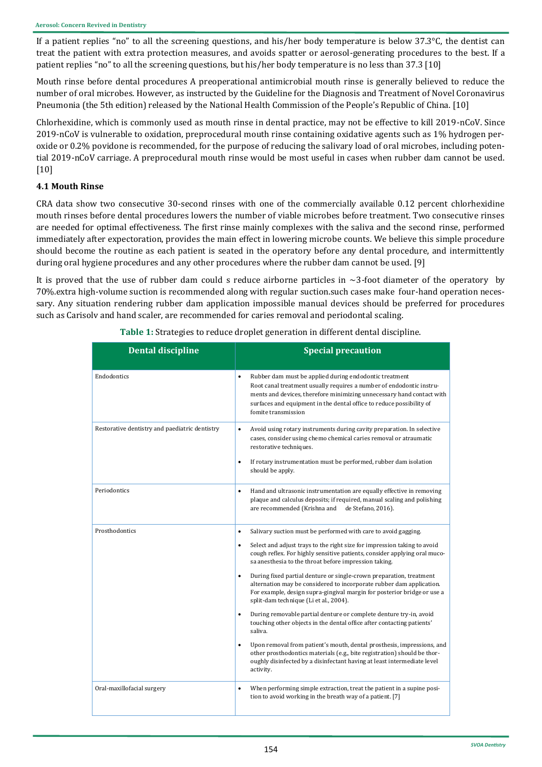If a patient replies "no" to all the screening questions, and his/her body temperature is below 37.3°C, the dentist can treat the patient with extra protection measures, and avoids spatter or aerosol-generating procedures to the best. If a patient replies "no" to all the screening questions, but his/her body temperature is no less than 37.3 [10]

Mouth rinse before dental procedures A preoperational antimicrobial mouth rinse is generally believed to reduce the number of oral microbes. However, as instructed by the Guideline for the Diagnosis and Treatment of Novel Coronavirus Pneumonia (the 5th edition) released by the National Health Commission of the People's Republic of China. [10]

Chlorhexidine, which is commonly used as mouth rinse in dental practice, may not be effective to kill 2019-nCoV. Since 2019-nCoV is vulnerable to oxidation, preprocedural mouth rinse containing oxidative agents such as 1% hydrogen peroxide or 0.2% povidone is recommended, for the purpose of reducing the salivary load of oral microbes, including potential 2019-nCoV carriage. A preprocedural mouth rinse would be most useful in cases when rubber dam cannot be used. [10]

### 4.1 Mouth Rinse

CRA data show two consecutive 30-second rinses with one of the commercially available 0.12 percent chlorhexidine mouth rinses before dental procedures lowers the number of viable microbes before treatment. Two consecutive rinses are needed for optimal effectiveness. The first rinse mainly complexes with the saliva and the second rinse, performed immediately after expectoration, provides the main effect in lowering microbe counts. We believe this simple procedure should become the routine as each patient is seated in the operatory before any dental procedure, and intermittently during oral hygiene procedures and any other procedures where the rubber dam cannot be used. [9]

It is proved that the use of rubber dam could s reduce airborne particles in ~3-foot diameter of the operatory by 70%.extra high-volume suction is recommended along with regular suction.such cases make four-hand operation necessary. Any situation rendering rubber dam application impossible manual devices should be preferred for procedures such as Carisolv and hand scaler, are recommended for caries removal and periodontal scaling.

**Table 1:** Strategies to reduce droplet generation in different dental discipline.

| Dental discipline | Special precaution |
|---|---|
| Endodontics | • Rubber dam must be applied during endodontic treatment Root canal treatment usually requires a number of endodontic instruments and devices, therefore minimizing unnecessary hand contact with surfaces and equipment in the dental office to reduce possibility of fomite transmission |
| Restorative dentistry and paediatric dentistry | • Avoid using rotary instruments during cavity preparation. In selective cases, consider using chemo chemical caries removal or atraumatic restorative techniques.<br>• If rotary instrumentation must be performed, rubber dam isolation should be apply. |
| Periodontics | • Hand and ultrasonic instrumentation are equally effective in removing plaque and calculus deposits; if required, manual scaling and polishing are recommended (Krishna and de Stefano, 2016). |
| Prosthodontics | • Salivary suction must be performed with care to avoid gagging.<br>• Select and adjust trays to the right size for impression taking to avoid cough reflex. For highly sensitive patients, consider applying oral mucosa anesthesia to the throat before impression taking.<br>• During fixed partial denture or single-crown preparation, treatment alternation may be considered to incorporate rubber dam application. For example, design supra-gingival margin for posterior bridge or use a split-dam technique (Li et al., 2004).<br>• During removable partial denture or complete denture try-in, avoid touching other objects in the dental office after contacting patients' saliva.<br>• Upon removal from patient's mouth, dental prosthesis, impressions, and other prosthodontics materials (e.g., bite registration) should be thoroughly disinfected by a disinfectant having at least intermediate level activity. |
| Oral-maxillofacial surgery | • When performing simple extraction, treat the patient in a supine position to avoid working in the breath way of a patient. [7] |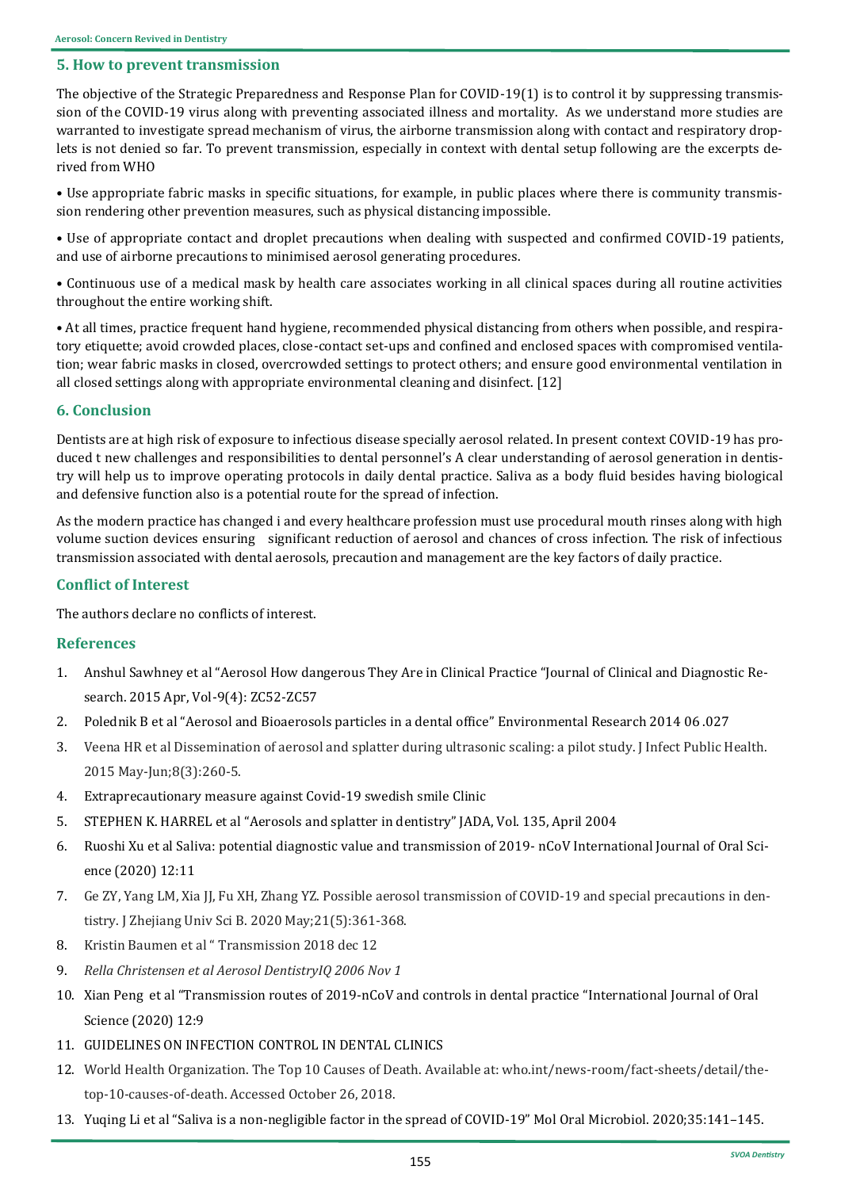## 5. How to prevent transmission

The objective of the Strategic Preparedness and Response Plan for COVID-19(1) is to control it by suppressing transmission of the COVID-19 virus along with preventing associated illness and mortality. As we understand more studies are warranted to investigate spread mechanism of virus, the airborne transmission along with contact and respiratory droplets is not denied so far. To prevent transmission, especially in context with dental setup following are the excerpts derived from WHO

- Use appropriate fabric masks in specific situations, for example, in public places where there is community transmission rendering other prevention measures, such as physical distancing impossible.
- Use of appropriate contact and droplet precautions when dealing with suspected and confirmed COVID-19 patients, and use of airborne precautions to minimised aerosol generating procedures.
- Continuous use of a medical mask by health care associates working in all clinical spaces during all routine activities throughout the entire working shift.
- At all times, practice frequent hand hygiene, recommended physical distancing from others when possible, and respiratory etiquette; avoid crowded places, close-contact set-ups and confined and enclosed spaces with compromised ventilation; wear fabric masks in closed, overcrowded settings to protect others; and ensure good environmental ventilation in all closed settings along with appropriate environmental cleaning and disinfect. [12]

## 6. Conclusion

Dentists are at high risk of exposure to infectious disease specially aerosol related. In present context COVID-19 has produced t new challenges and responsibilities to dental personnel's A clear understanding of aerosol generation in dentistry will help us to improve operating protocols in daily dental practice. Saliva as a body fluid besides having biological and defensive function also is a potential route for the spread of infection.

As the modern practice has changed i and every healthcare profession must use procedural mouth rinses along with high volume suction devices ensuring significant reduction of aerosol and chances of cross infection. The risk of infectious transmission associated with dental aerosols, precaution and management are the key factors of daily practice.

## Conflict of Interest

The authors declare no conflicts of interest.

## References

1. Anshul Sawhney et al "Aerosol How dangerous They Are in Clinical Practice "Journal of Clinical and Diagnostic Research. 2015 Apr, Vol-9(4): ZC52-ZC57
2. Polednik B et al "Aerosol and Bioaerosols particles in a dental office" Environmental Research 2014 06 .027
3. Veena HR et al Dissemination of aerosol and splatter during ultrasonic scaling: a pilot study. J Infect Public Health. 2015 May-Jun;8(3):260-5.
4. Extraprecautionary measure against Covid-19 swedish smile Clinic
5. STEPHEN K. HARREL et al "Aerosols and splatter in dentistry" JADA, Vol. 135, April 2004
6. Ruoshi Xu et al Saliva: potential diagnostic value and transmission of 2019- nCoV International Journal of Oral Science (2020) 12:11
7. Ge ZY, Yang LM, Xia JJ, Fu XH, Zhang YZ. Possible aerosol transmission of COVID-19 and special precautions in dentistry. J Zhejiang Univ Sci B. 2020 May;21(5):361-368.
8. Kristin Baumen et al " Transmission 2018 dec 12
9. *Rella Christensen et al Aerosol DentistryIQ 2006 Nov 1*
10. Xian Peng et al "Transmission routes of 2019-nCoV and controls in dental practice "International Journal of Oral Science (2020) 12:9
11. GUIDELINES ON INFECTION CONTROL IN DENTAL CLINICS
12. World Health Organization. The Top 10 Causes of Death. Available at: who.int/news-room/fact-sheets/detail/the-top-10-causes-of-death. Accessed October 26, 2018.
13. Yuqing Li et al "Saliva is a non-negligible factor in the spread of COVID-19" Mol Oral Microbiol. 2020;35:141–145.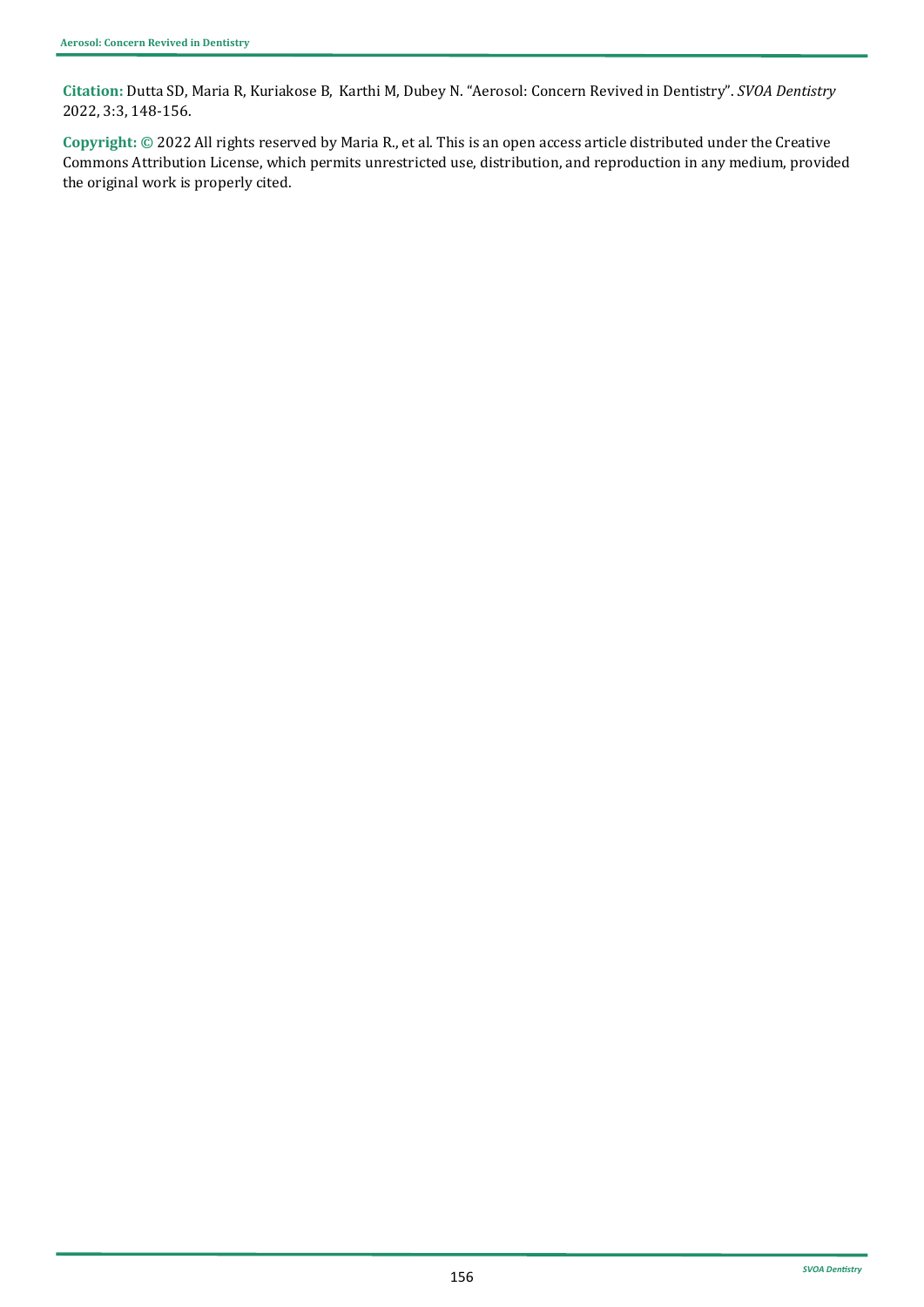**Citation:** Dutta SD, Maria R, Kuriakose B, Karthi M, Dubey N. "Aerosol: Concern Revived in Dentistry". *SVOA Dentistry* 2022, 3:3, 148-156.

**Copyright:** © 2022 All rights reserved by Maria R., et al. This is an open access article distributed under the Creative Commons Attribution License, which permits unrestricted use, distribution, and reproduction in any medium, provided the original work is properly cited.